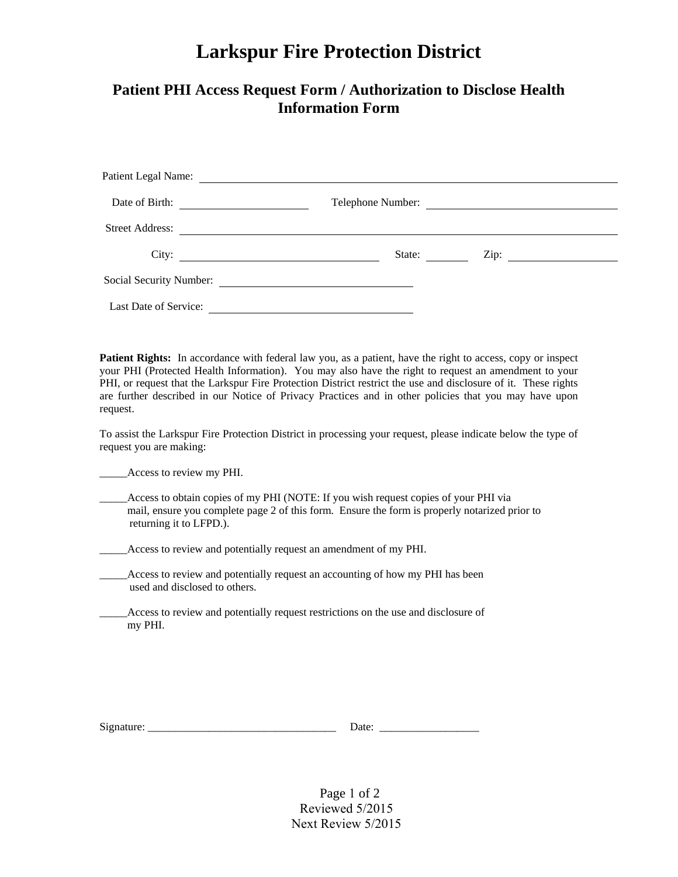# Larkspur Fire Protection District

## Patient PHI Access Request Form / Authorization to Disclose Health Information Form

Patient Legal Name: ______________________________________________

Date of Birth: ____________________ Telephone Number: ____________________

Street Address: ______________________________________________

City: ____________________ State: ________ Zip: ____________

Social Security Number: ____________________

Last Date of Service: ____________________

**Patient Rights:** In accordance with federal law you, as a patient, have the right to access, copy or inspect your PHI (Protected Health Information). You may also have the right to request an amendment to your PHI, or request that the Larkspur Fire Protection District restrict the use and disclosure of it. These rights are further described in our Notice of Privacy Practices and in other policies that you may have upon request.

To assist the Larkspur Fire Protection District in processing your request, please indicate below the type of request you are making:

_____Access to review my PHI.

_____Access to obtain copies of my PHI (NOTE: If you wish request copies of your PHI via mail, ensure you complete page 2 of this form. Ensure the form is properly notarized prior to returning it to LFPD.).

_____Access to review and potentially request an amendment of my PHI.

_____Access to review and potentially request an accounting of how my PHI has been used and disclosed to others.

_____Access to review and potentially request restrictions on the use and disclosure of my PHI.

Signature: ___________________________________ Date: __________________

Reviewed 5/2015

Next Review 5/2015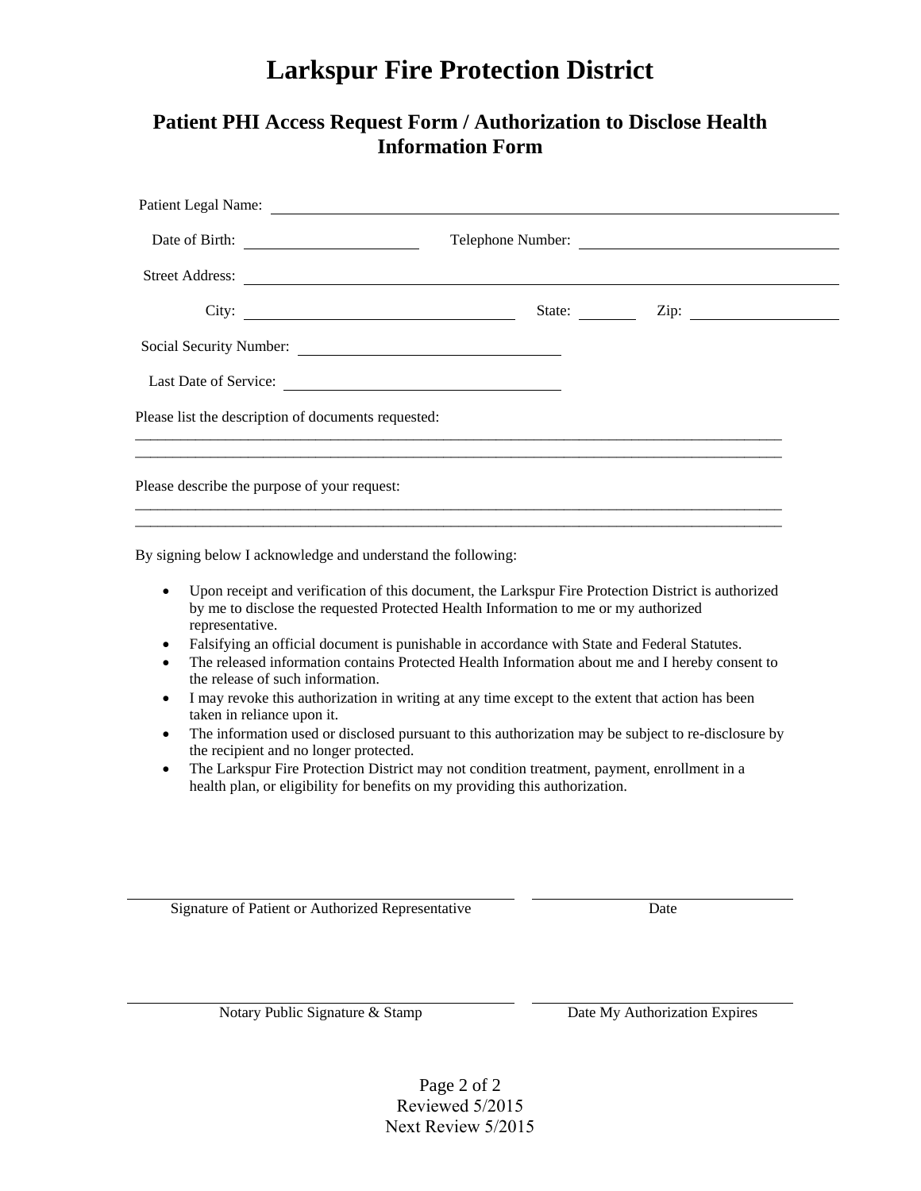# Larkspur Fire Protection District

## Patient PHI Access Request Form / Authorization to Disclose Health Information Form

Patient Legal Name: ______________________________________________

Date of Birth: ____________________ Telephone Number: ____________________

Street Address: ______________________________________________

City: ____________________ State: ________ Zip: ____________

Social Security Number: ____________________

Last Date of Service: ____________________

Please list the description of documents requested:

_____________________________________________________________________________________

_____________________________________________________________________________________

Please describe the purpose of your request:

_____________________________________________________________________________________

_____________________________________________________________________________________

By signing below I acknowledge and understand the following:

- Upon receipt and verification of this document, the Larkspur Fire Protection District is authorized by me to disclose the requested Protected Health Information to me or my authorized representative.
- Falsifying an official document is punishable in accordance with State and Federal Statutes.
- The released information contains Protected Health Information about me and I hereby consent to the release of such information.
- I may revoke this authorization in writing at any time except to the extent that action has been taken in reliance upon it.
- The information used or disclosed pursuant to this authorization may be subject to re-disclosure by the recipient and no longer protected.
- The Larkspur Fire Protection District may not condition treatment, payment, enrollment in a health plan, or eligibility for benefits on my providing this authorization.

______________________________________________ ____________________

Signature of Patient or Authorized Representative Date

______________________________________________ ____________________

Notary Public Signature & Stamp Date My Authorization Expires

Reviewed 5/2015

Next Review 5/2015